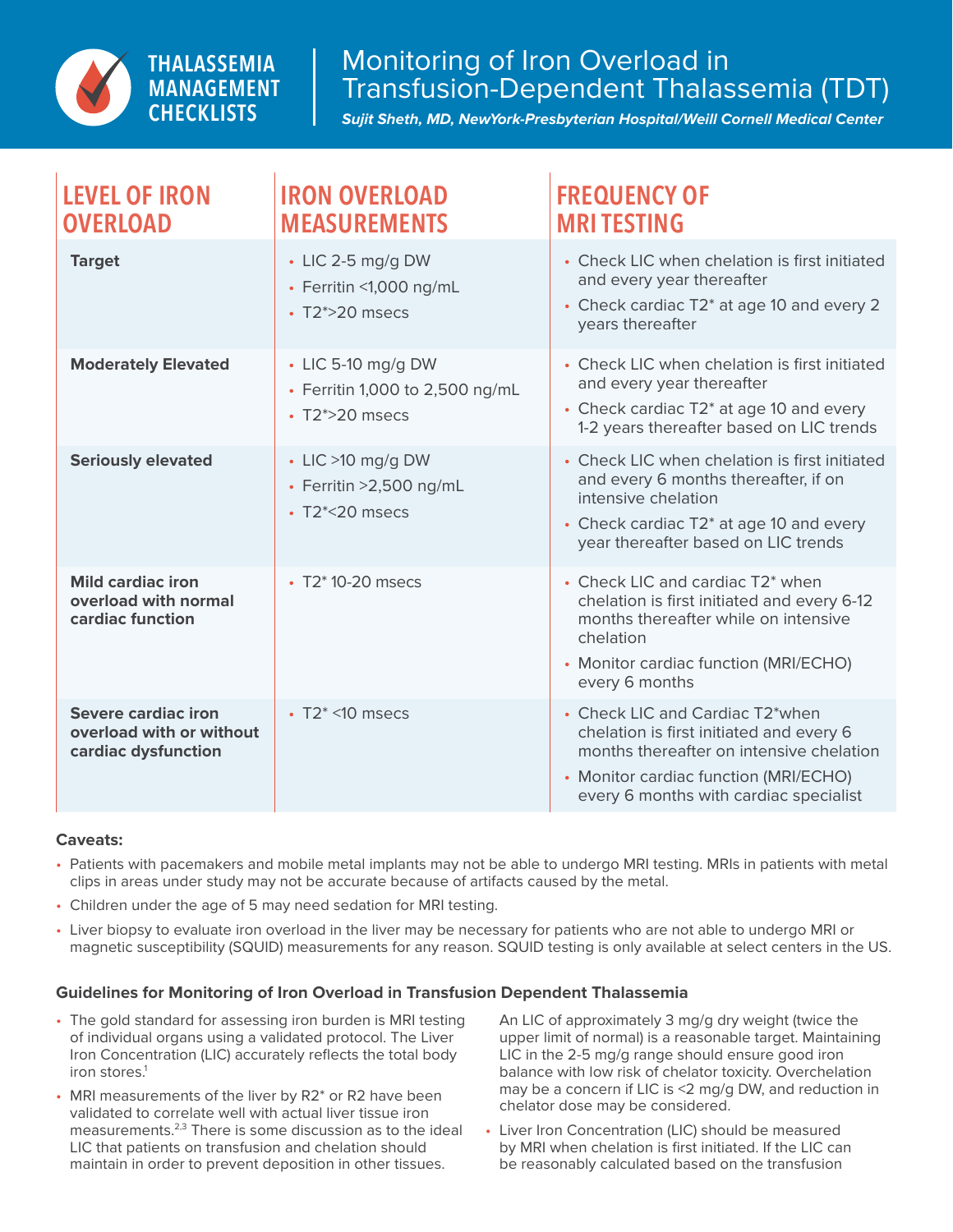# Monitoring of Iron Overload in Transfusion-Dependent Thalassemia (TDT)

THALASSEMIA MANAGEMENT CHECKLISTS

*Sujit Sheth, MD, NewYork-Presbyterian Hospital/Weill Cornell Medical Center*

| LEVEL OF IRON OVERLOAD | IRON OVERLOAD MEASUREMENTS | FREQUENCY OF MRI TESTING |
|---|---|---|
| **Target** | • LIC 2-5 mg/g DW<br>• Ferritin <1,000 ng/mL<br>• T2*>20 msecs | • Check LIC when chelation is first initiated and every year thereafter<br>• Check cardiac T2* at age 10 and every 2 years thereafter |
| **Moderately Elevated** | • LIC 5-10 mg/g DW<br>• Ferritin 1,000 to 2,500 ng/mL<br>• T2*>20 msecs | • Check LIC when chelation is first initiated and every year thereafter<br>• Check cardiac T2* at age 10 and every 1-2 years thereafter based on LIC trends |
| **Seriously elevated** | • LIC >10 mg/g DW<br>• Ferritin >2,500 ng/mL<br>• T2*<20 msecs | • Check LIC when chelation is first initiated and every 6 months thereafter, if on intensive chelation<br>• Check cardiac T2* at age 10 and every year thereafter based on LIC trends |
| **Mild cardiac iron overload with normal cardiac function** | • T2* 10-20 msecs | • Check LIC and cardiac T2* when chelation is first initiated and every 6-12 months thereafter while on intensive chelation<br>• Monitor cardiac function (MRI/ECHO) every 6 months |
| **Severe cardiac iron overload with or without cardiac dysfunction** | • T2* <10 msecs | • Check LIC and Cardiac T2*when chelation is first initiated and every 6 months thereafter on intensive chelation<br>• Monitor cardiac function (MRI/ECHO) every 6 months with cardiac specialist |

**Caveats:**

- Patients with pacemakers and mobile metal implants may not be able to undergo MRI testing. MRIs in patients with metal clips in areas under study may not be accurate because of artifacts caused by the metal.
- Children under the age of 5 may need sedation for MRI testing.
- Liver biopsy to evaluate iron overload in the liver may be necessary for patients who are not able to undergo MRI or magnetic susceptibility (SQUID) measurements for any reason. SQUID testing is only available at select centers in the US.

### Guidelines for Monitoring of Iron Overload in Transfusion Dependent Thalassemia

- The gold standard for assessing iron burden is MRI testing of individual organs using a validated protocol. The Liver Iron Concentration (LIC) accurately reflects the total body iron stores.[1]
- MRI measurements of the liver by R2* or R2 have been validated to correlate well with actual liver tissue iron measurements.[2,3] There is some discussion as to the ideal LIC that patients on transfusion and chelation should maintain in order to prevent deposition in other tissues. An LIC of approximately 3 mg/g dry weight (twice the upper limit of normal) is a reasonable target. Maintaining LIC in the 2-5 mg/g range should ensure good iron balance with low risk of chelator toxicity. Overchelation may be a concern if LIC is <2 mg/g DW, and reduction in chelator dose may be considered.
- Liver Iron Concentration (LIC) should be measured by MRI when chelation is first initiated. If the LIC can be reasonably calculated based on the transfusion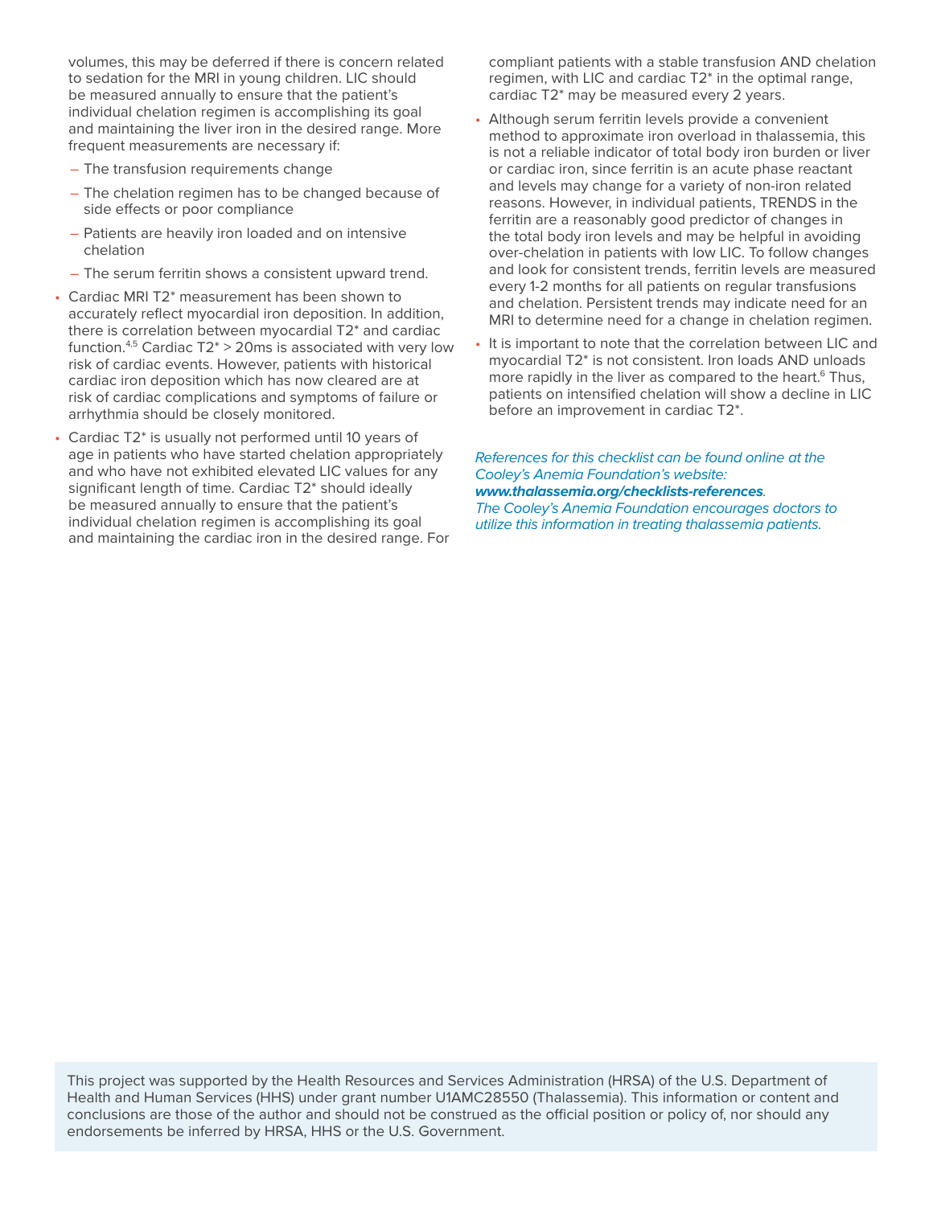volumes, this may be deferred if there is concern related to sedation for the MRI in young children. LIC should be measured annually to ensure that the patient's individual chelation regimen is accomplishing its goal and maintaining the liver iron in the desired range. More frequent measurements are necessary if:

- The transfusion requirements change
- The chelation regimen has to be changed because of side effects or poor compliance
- Patients are heavily iron loaded and on intensive chelation
- The serum ferritin shows a consistent upward trend.

- Cardiac MRI T2* measurement has been shown to accurately reflect myocardial iron deposition. In addition, there is correlation between myocardial T2* and cardiac function.[4,5] Cardiac T2* > 20ms is associated with very low risk of cardiac events. However, patients with historical cardiac iron deposition which has now cleared are at risk of cardiac complications and symptoms of failure or arrhythmia should be closely monitored.
- Cardiac T2* is usually not performed until 10 years of age in patients who have started chelation appropriately and who have not exhibited elevated LIC values for any significant length of time. Cardiac T2* should ideally be measured annually to ensure that the patient's individual chelation regimen is accomplishing its goal and maintaining the cardiac iron in the desired range. For compliant patients with a stable transfusion AND chelation regimen, with LIC and cardiac T2* in the optimal range, cardiac T2* may be measured every 2 years.
- Although serum ferritin levels provide a convenient method to approximate iron overload in thalassemia, this is not a reliable indicator of total body iron burden or liver or cardiac iron, since ferritin is an acute phase reactant and levels may change for a variety of non-iron related reasons. However, in individual patients, TRENDS in the ferritin are a reasonably good predictor of changes in the total body iron levels and may be helpful in avoiding over-chelation in patients with low LIC. To follow changes and look for consistent trends, ferritin levels are measured every 1-2 months for all patients on regular transfusions and chelation. Persistent trends may indicate need for an MRI to determine need for a change in chelation regimen.
- It is important to note that the correlation between LIC and myocardial T2* is not consistent. Iron loads AND unloads more rapidly in the liver as compared to the heart.[6] Thus, patients on intensified chelation will show a decline in LIC before an improvement in cardiac T2*.

*References for this checklist can be found online at the Cooley's Anemia Foundation's website:* ***www.thalassemia.org/checklists-references****.*
*The Cooley's Anemia Foundation encourages doctors to utilize this information in treating thalassemia patients.*

This project was supported by the Health Resources and Services Administration (HRSA) of the U.S. Department of Health and Human Services (HHS) under grant number U1AMC28550 (Thalassemia). This information or content and conclusions are those of the author and should not be construed as the official position or policy of, nor should any endorsements be inferred by HRSA, HHS or the U.S. Government.